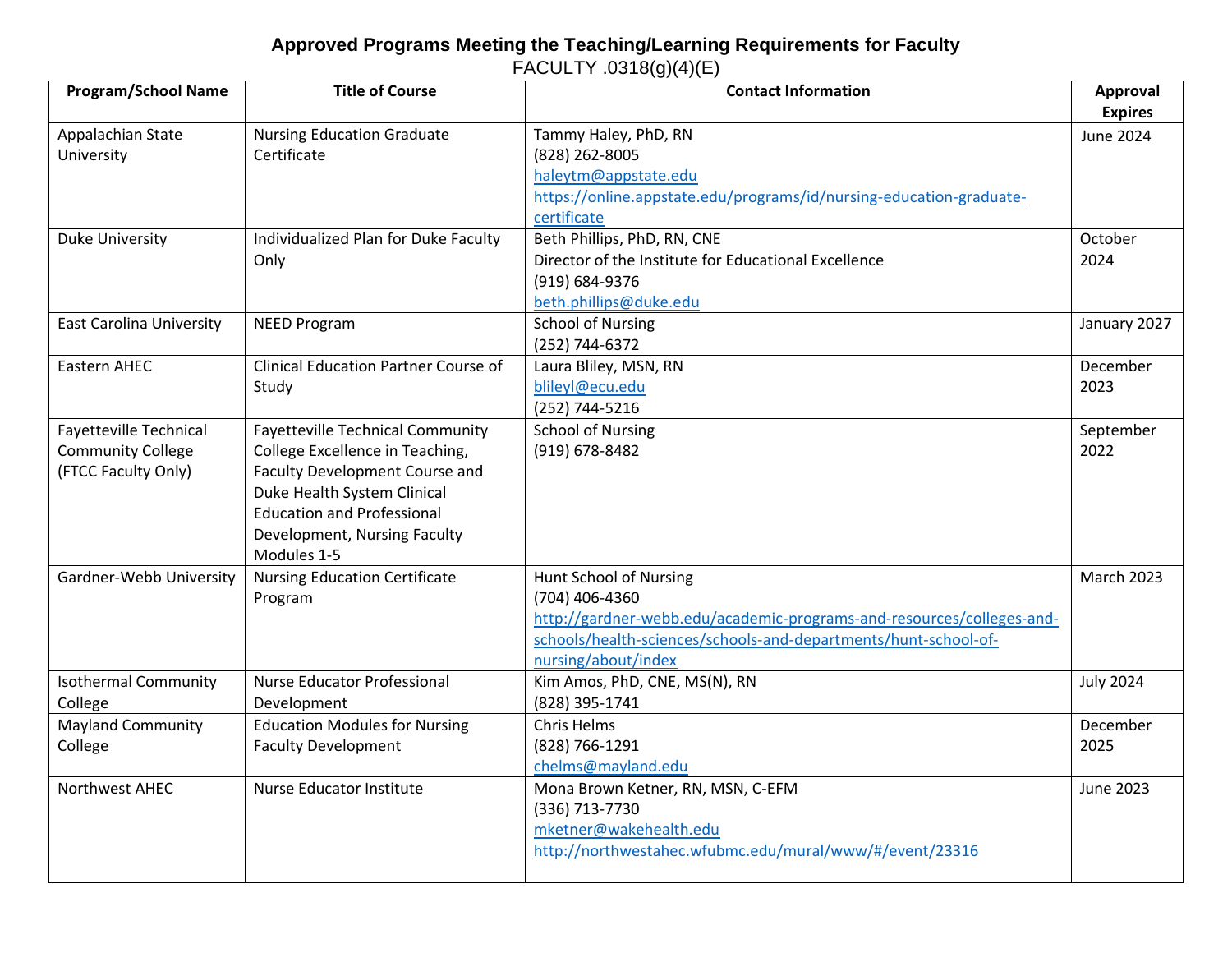# Approved Programs Meeting the Teaching/Learning Requirements for Faculty

FACULTY .0318(g)(4)(E)

| Program/School Name | Title of Course | Contact Information | Approval Expires |
|---|---|---|---|
| Appalachian State University | Nursing Education Graduate Certificate | Tammy Haley, PhD, RN<br>(828) 262-8005<br>haleytm@appstate.edu<br>https://online.appstate.edu/programs/id/nursing-education-graduate-certificate | June 2024 |
| Duke University | Individualized Plan for Duke Faculty Only | Beth Phillips, PhD, RN, CNE<br>Director of the Institute for Educational Excellence<br>(919) 684-9376<br>beth.phillips@duke.edu | October 2024 |
| East Carolina University | NEED Program | School of Nursing<br>(252) 744-6372 | January 2027 |
| Eastern AHEC | Clinical Education Partner Course of Study | Laura Bliley, MSN, RN<br>blileyl@ecu.edu<br>(252) 744-5216 | December 2023 |
| Fayetteville Technical Community College (FTCC Faculty Only) | Fayetteville Technical Community College Excellence in Teaching, Faculty Development Course and Duke Health System Clinical Education and Professional Development, Nursing Faculty Modules 1-5 | School of Nursing<br>(919) 678-8482 | September 2022 |
| Gardner-Webb University | Nursing Education Certificate Program | Hunt School of Nursing<br>(704) 406-4360<br>http://gardner-webb.edu/academic-programs-and-resources/colleges-and-schools/health-sciences/schools-and-departments/hunt-school-of-nursing/about/index | March 2023 |
| Isothermal Community College | Nurse Educator Professional Development | Kim Amos, PhD, CNE, MS(N), RN<br>(828) 395-1741 | July 2024 |
| Mayland Community College | Education Modules for Nursing Faculty Development | Chris Helms<br>(828) 766-1291<br>chelms@mayland.edu | December 2025 |
| Northwest AHEC | Nurse Educator Institute | Mona Brown Ketner, RN, MSN, C-EFM<br>(336) 713-7730<br>mketner@wakehealth.edu<br>http://northwestahec.wfubmc.edu/mural/www/#/event/23316 | June 2023 |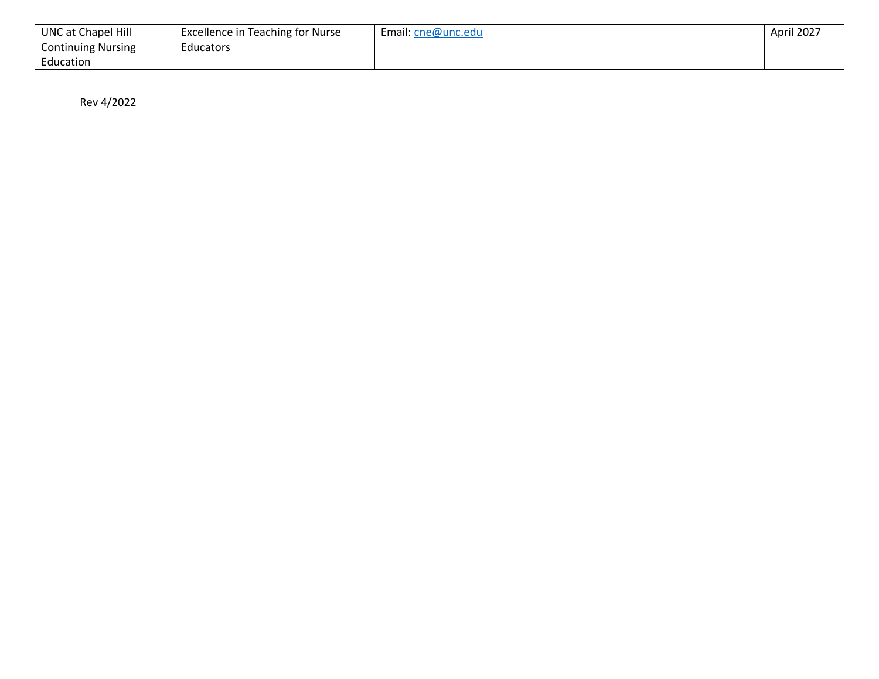| | | | |
|---|---|---|---|
| UNC at Chapel Hill Continuing Nursing Education | Excellence in Teaching for Nurse Educators | Email: cne@unc.edu | April 2027 |

Rev 4/2022